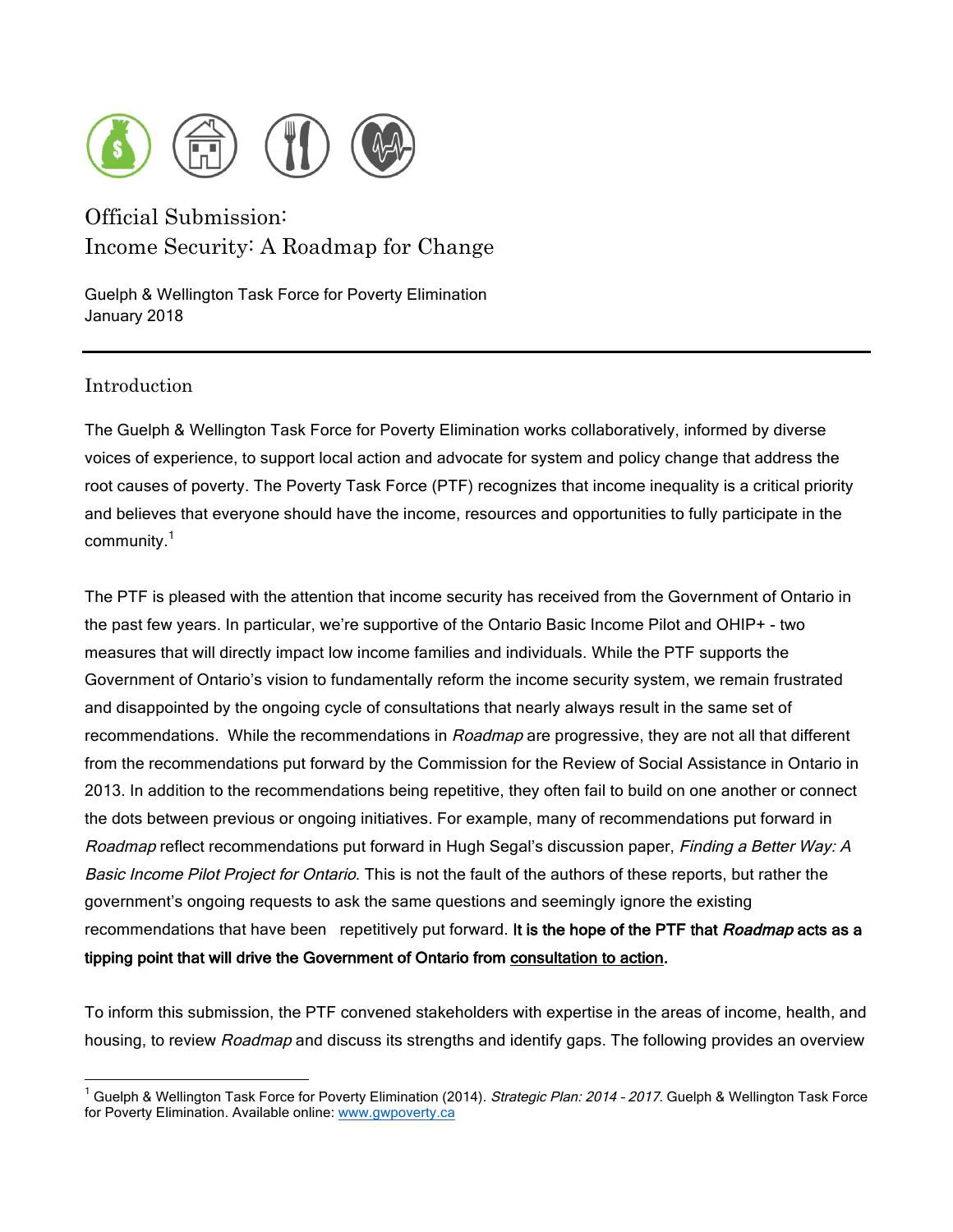# Official Submission:
# Income Security: A Roadmap for Change

Guelph & Wellington Task Force for Poverty Elimination
January 2018

---

## Introduction

The Guelph & Wellington Task Force for Poverty Elimination works collaboratively, informed by diverse voices of experience, to support local action and advocate for system and policy change that address the root causes of poverty. The Poverty Task Force (PTF) recognizes that income inequality is a critical priority and believes that everyone should have the income, resources and opportunities to fully participate in the community.[1]

The PTF is pleased with the attention that income security has received from the Government of Ontario in the past few years. In particular, we're supportive of the Ontario Basic Income Pilot and OHIP+ - two measures that will directly impact low income families and individuals. While the PTF supports the Government of Ontario's vision to fundamentally reform the income security system, we remain frustrated and disappointed by the ongoing cycle of consultations that nearly always result in the same set of recommendations. While the recommendations in *Roadmap* are progressive, they are not all that different from the recommendations put forward by the Commission for the Review of Social Assistance in Ontario in 2013. In addition to the recommendations being repetitive, they often fail to build on one another or connect the dots between previous or ongoing initiatives. For example, many of recommendations put forward in *Roadmap* reflect recommendations put forward in Hugh Segal's discussion paper, *Finding a Better Way: A Basic Income Pilot Project for Ontario*. This is not the fault of the authors of these reports, but rather the government's ongoing requests to ask the same questions and seemingly ignore the existing recommendations that have been repetitively put forward. **It is the hope of the PTF that *Roadmap* acts as a tipping point that will drive the Government of Ontario from consultation to action.**

To inform this submission, the PTF convened stakeholders with expertise in the areas of income, health, and housing, to review *Roadmap* and discuss its strengths and identify gaps. The following provides an overview

---

[1] Guelph & Wellington Task Force for Poverty Elimination (2014). *Strategic Plan: 2014 - 2017*. Guelph & Wellington Task Force for Poverty Elimination. Available online: www.gwpoverty.ca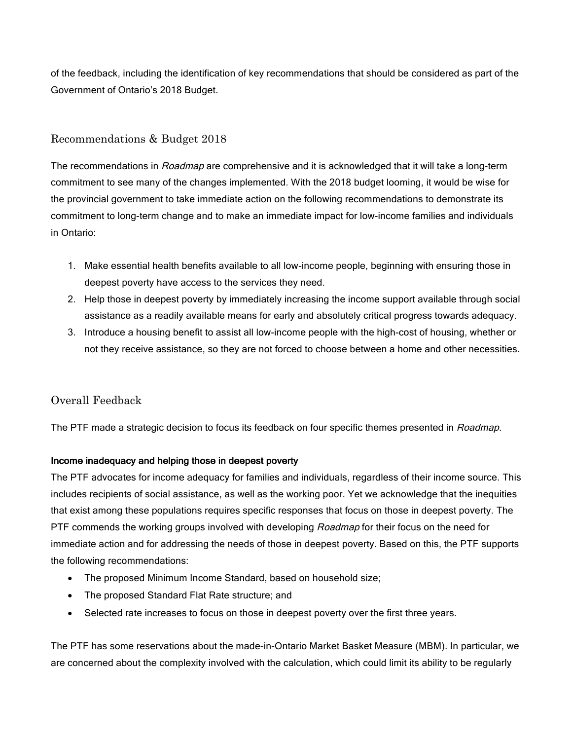of the feedback, including the identification of key recommendations that should be considered as part of the Government of Ontario's 2018 Budget.

## Recommendations & Budget 2018

The recommendations in *Roadmap* are comprehensive and it is acknowledged that it will take a long-term commitment to see many of the changes implemented. With the 2018 budget looming, it would be wise for the provincial government to take immediate action on the following recommendations to demonstrate its commitment to long-term change and to make an immediate impact for low-income families and individuals in Ontario:

1. Make essential health benefits available to all low-income people, beginning with ensuring those in deepest poverty have access to the services they need.
2. Help those in deepest poverty by immediately increasing the income support available through social assistance as a readily available means for early and absolutely critical progress towards adequacy.
3. Introduce a housing benefit to assist all low-income people with the high-cost of housing, whether or not they receive assistance, so they are not forced to choose between a home and other necessities.

## Overall Feedback

The PTF made a strategic decision to focus its feedback on four specific themes presented in *Roadmap*.

### Income inadequacy and helping those in deepest poverty

The PTF advocates for income adequacy for families and individuals, regardless of their income source. This includes recipients of social assistance, as well as the working poor. Yet we acknowledge that the inequities that exist among these populations requires specific responses that focus on those in deepest poverty. The PTF commends the working groups involved with developing *Roadmap* for their focus on the need for immediate action and for addressing the needs of those in deepest poverty. Based on this, the PTF supports the following recommendations:

- The proposed Minimum Income Standard, based on household size;
- The proposed Standard Flat Rate structure; and
- Selected rate increases to focus on those in deepest poverty over the first three years.

The PTF has some reservations about the made-in-Ontario Market Basket Measure (MBM). In particular, we are concerned about the complexity involved with the calculation, which could limit its ability to be regularly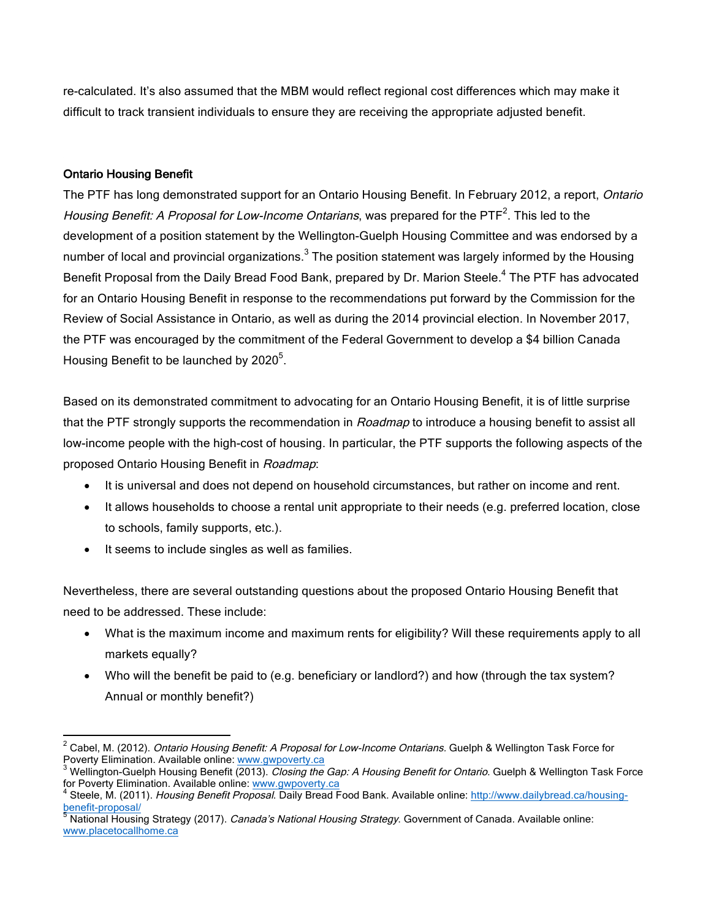re-calculated. It's also assumed that the MBM would reflect regional cost differences which may make it difficult to track transient individuals to ensure they are receiving the appropriate adjusted benefit.

### Ontario Housing Benefit

The PTF has long demonstrated support for an Ontario Housing Benefit. In February 2012, a report, *Ontario Housing Benefit: A Proposal for Low-Income Ontarians*, was prepared for the PTF[2]. This led to the development of a position statement by the Wellington-Guelph Housing Committee and was endorsed by a number of local and provincial organizations.[3] The position statement was largely informed by the Housing Benefit Proposal from the Daily Bread Food Bank, prepared by Dr. Marion Steele.[4] The PTF has advocated for an Ontario Housing Benefit in response to the recommendations put forward by the Commission for the Review of Social Assistance in Ontario, as well as during the 2014 provincial election. In November 2017, the PTF was encouraged by the commitment of the Federal Government to develop a $4 billion Canada Housing Benefit to be launched by 2020[5].

Based on its demonstrated commitment to advocating for an Ontario Housing Benefit, it is of little surprise that the PTF strongly supports the recommendation in *Roadmap* to introduce a housing benefit to assist all low-income people with the high-cost of housing. In particular, the PTF supports the following aspects of the proposed Ontario Housing Benefit in *Roadmap*:

- It is universal and does not depend on household circumstances, but rather on income and rent.
- It allows households to choose a rental unit appropriate to their needs (e.g. preferred location, close to schools, family supports, etc.).
- It seems to include singles as well as families.

Nevertheless, there are several outstanding questions about the proposed Ontario Housing Benefit that need to be addressed. These include:

- What is the maximum income and maximum rents for eligibility? Will these requirements apply to all markets equally?
- Who will the benefit be paid to (e.g. beneficiary or landlord?) and how (through the tax system? Annual or monthly benefit?)

---

[2] Cabel, M. (2012). *Ontario Housing Benefit: A Proposal for Low-Income Ontarians*. Guelph & Wellington Task Force for Poverty Elimination. Available online: www.gwpoverty.ca

[3] Wellington-Guelph Housing Benefit (2013). *Closing the Gap: A Housing Benefit for Ontario*. Guelph & Wellington Task Force for Poverty Elimination. Available online: www.gwpoverty.ca

[4] Steele, M. (2011). *Housing Benefit Proposal*. Daily Bread Food Bank. Available online: http://www.dailybread.ca/housing-benefit-proposal/

[5] National Housing Strategy (2017). *Canada's National Housing Strategy*. Government of Canada. Available online: www.placetocallhome.ca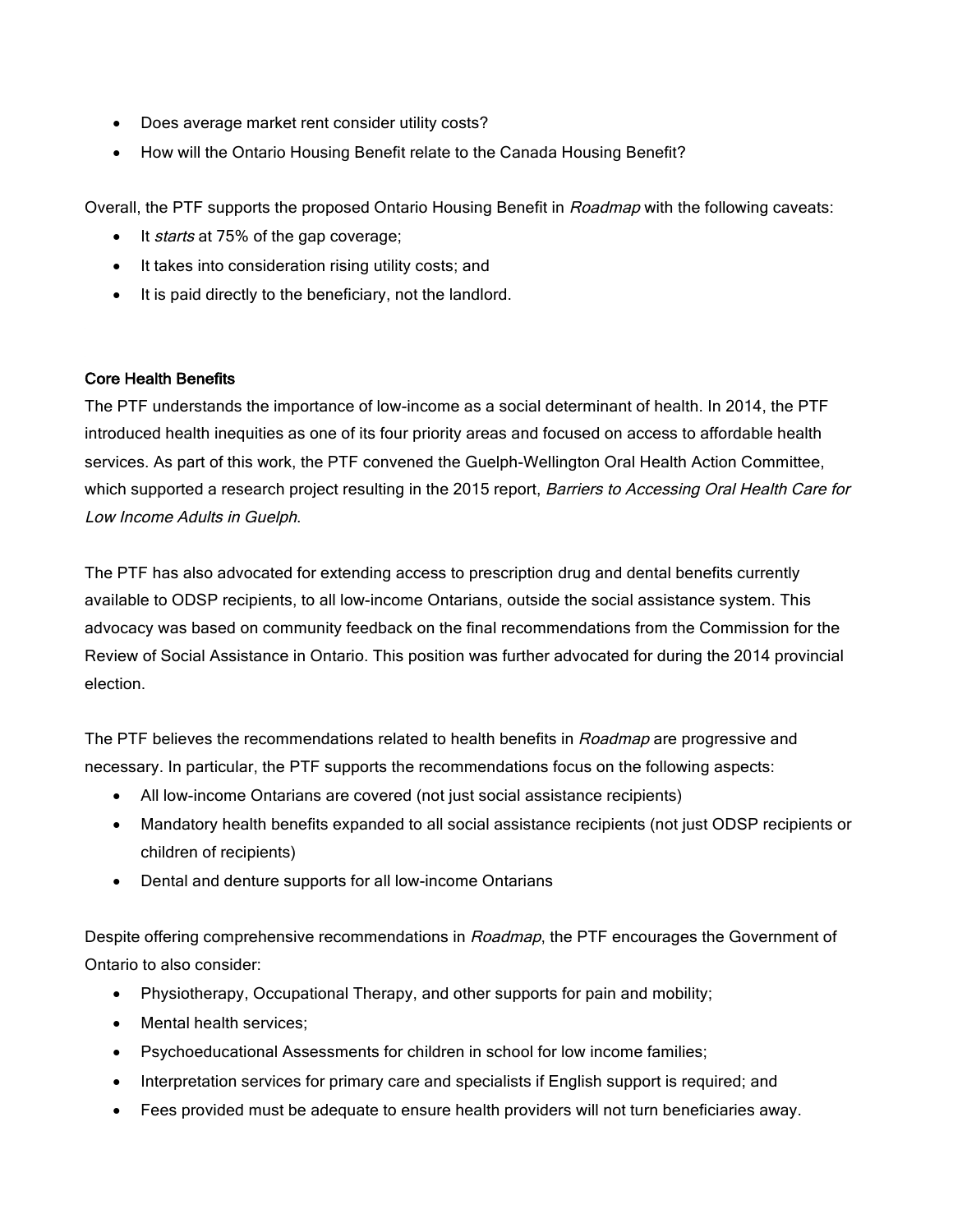- Does average market rent consider utility costs?
- How will the Ontario Housing Benefit relate to the Canada Housing Benefit?

Overall, the PTF supports the proposed Ontario Housing Benefit in *Roadmap* with the following caveats:

- It *starts* at 75% of the gap coverage;
- It takes into consideration rising utility costs; and
- It is paid directly to the beneficiary, not the landlord.

### Core Health Benefits

The PTF understands the importance of low-income as a social determinant of health. In 2014, the PTF introduced health inequities as one of its four priority areas and focused on access to affordable health services. As part of this work, the PTF convened the Guelph-Wellington Oral Health Action Committee, which supported a research project resulting in the 2015 report, *Barriers to Accessing Oral Health Care for Low Income Adults in Guelph*.

The PTF has also advocated for extending access to prescription drug and dental benefits currently available to ODSP recipients, to all low-income Ontarians, outside the social assistance system. This advocacy was based on community feedback on the final recommendations from the Commission for the Review of Social Assistance in Ontario. This position was further advocated for during the 2014 provincial election.

The PTF believes the recommendations related to health benefits in *Roadmap* are progressive and necessary. In particular, the PTF supports the recommendations focus on the following aspects:

- All low-income Ontarians are covered (not just social assistance recipients)
- Mandatory health benefits expanded to all social assistance recipients (not just ODSP recipients or children of recipients)
- Dental and denture supports for all low-income Ontarians

Despite offering comprehensive recommendations in *Roadmap*, the PTF encourages the Government of Ontario to also consider:

- Physiotherapy, Occupational Therapy, and other supports for pain and mobility;
- Mental health services;
- Psychoeducational Assessments for children in school for low income families;
- Interpretation services for primary care and specialists if English support is required; and
- Fees provided must be adequate to ensure health providers will not turn beneficiaries away.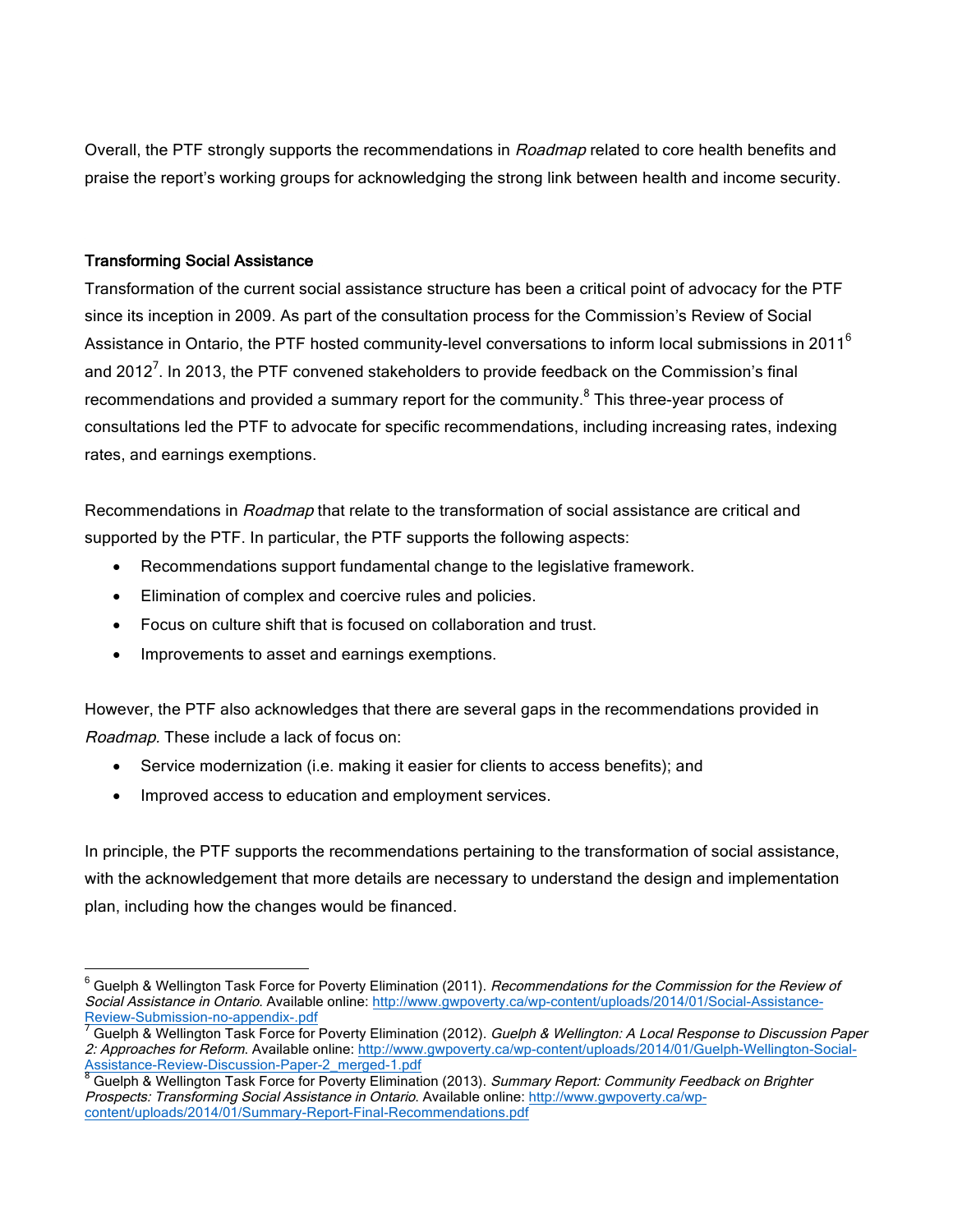Overall, the PTF strongly supports the recommendations in *Roadmap* related to core health benefits and praise the report's working groups for acknowledging the strong link between health and income security.

**Transforming Social Assistance**

Transformation of the current social assistance structure has been a critical point of advocacy for the PTF since its inception in 2009. As part of the consultation process for the Commission's Review of Social Assistance in Ontario, the PTF hosted community-level conversations to inform local submissions in 2011[6] and 2012[7]. In 2013, the PTF convened stakeholders to provide feedback on the Commission's final recommendations and provided a summary report for the community.[8] This three-year process of consultations led the PTF to advocate for specific recommendations, including increasing rates, indexing rates, and earnings exemptions.

Recommendations in *Roadmap* that relate to the transformation of social assistance are critical and supported by the PTF. In particular, the PTF supports the following aspects:

- Recommendations support fundamental change to the legislative framework.
- Elimination of complex and coercive rules and policies.
- Focus on culture shift that is focused on collaboration and trust.
- Improvements to asset and earnings exemptions.

However, the PTF also acknowledges that there are several gaps in the recommendations provided in *Roadmap.* These include a lack of focus on:

- Service modernization (i.e. making it easier for clients to access benefits); and
- Improved access to education and employment services.

In principle, the PTF supports the recommendations pertaining to the transformation of social assistance, with the acknowledgement that more details are necessary to understand the design and implementation plan, including how the changes would be financed.

---

[6] Guelph & Wellington Task Force for Poverty Elimination (2011). *Recommendations for the Commission for the Review of Social Assistance in Ontario*. Available online: http://www.gwpoverty.ca/wp-content/uploads/2014/01/Social-Assistance-Review-Submission-no-appendix-.pdf

[7] Guelph & Wellington Task Force for Poverty Elimination (2012). *Guelph & Wellington: A Local Response to Discussion Paper 2: Approaches for Reform*. Available online: http://www.gwpoverty.ca/wp-content/uploads/2014/01/Guelph-Wellington-Social-Assistance-Review-Discussion-Paper-2_merged-1.pdf

[8] Guelph & Wellington Task Force for Poverty Elimination (2013). *Summary Report: Community Feedback on Brighter Prospects: Transforming Social Assistance in Ontario*. Available online: http://www.gwpoverty.ca/wp-content/uploads/2014/01/Summary-Report-Final-Recommendations.pdf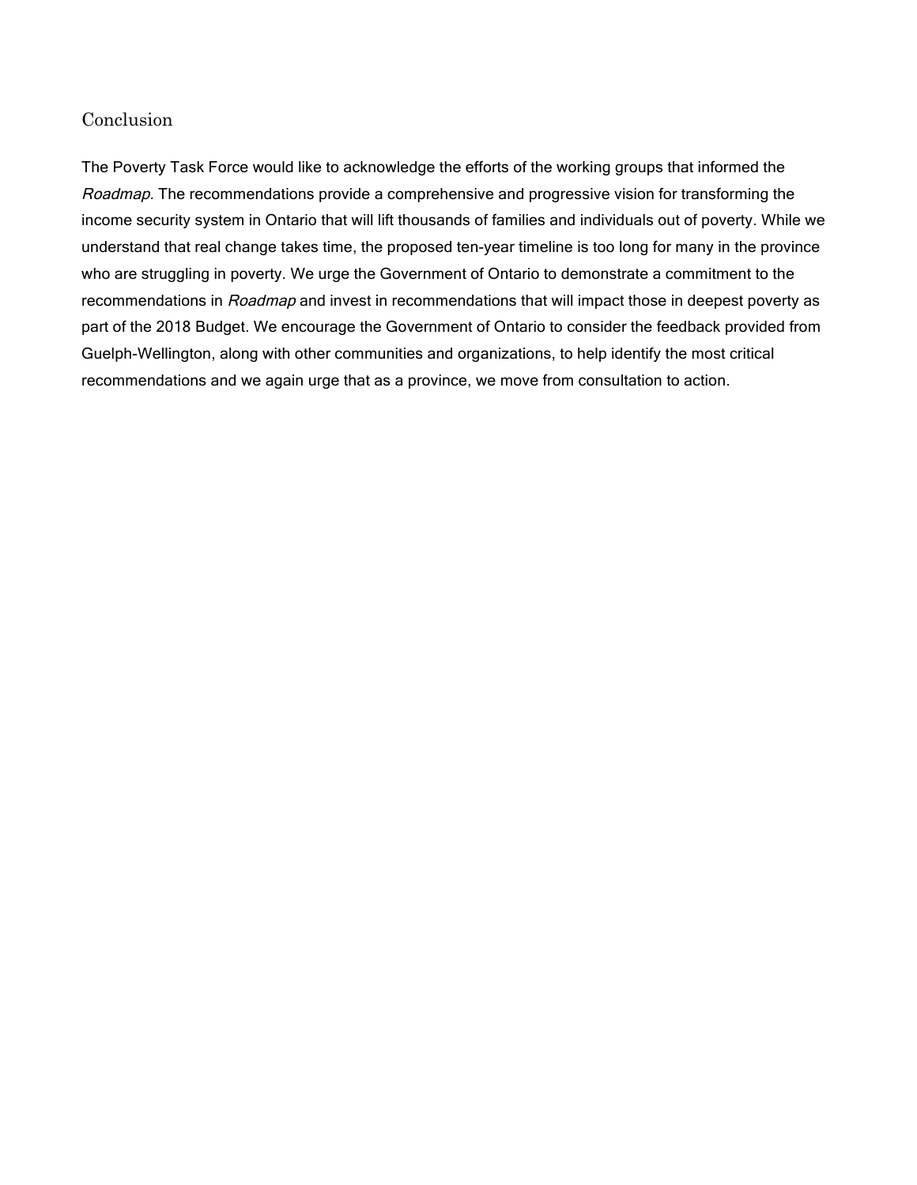## Conclusion

The Poverty Task Force would like to acknowledge the efforts of the working groups that informed the *Roadmap*. The recommendations provide a comprehensive and progressive vision for transforming the income security system in Ontario that will lift thousands of families and individuals out of poverty. While we understand that real change takes time, the proposed ten-year timeline is too long for many in the province who are struggling in poverty. We urge the Government of Ontario to demonstrate a commitment to the recommendations in *Roadmap* and invest in recommendations that will impact those in deepest poverty as part of the 2018 Budget. We encourage the Government of Ontario to consider the feedback provided from Guelph-Wellington, along with other communities and organizations, to help identify the most critical recommendations and we again urge that as a province, we move from consultation to action.